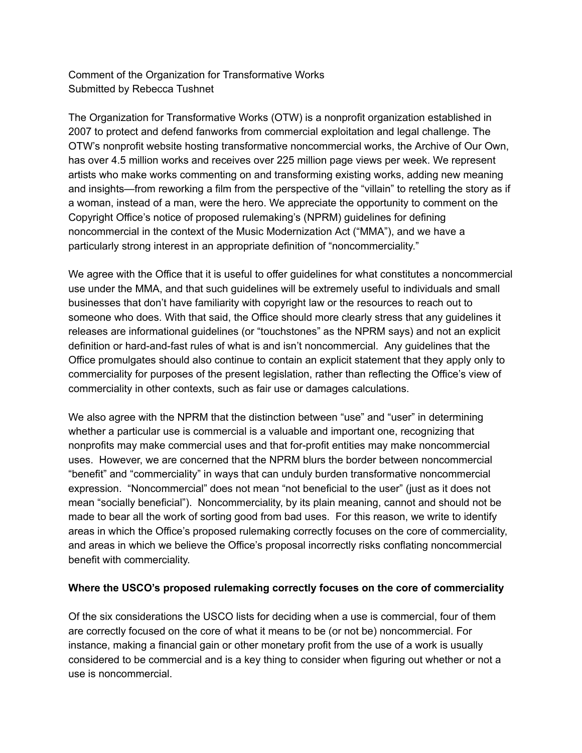Comment of the Organization for Transformative Works
Submitted by Rebecca Tushnet

The Organization for Transformative Works (OTW) is a nonprofit organization established in 2007 to protect and defend fanworks from commercial exploitation and legal challenge. The OTW's nonprofit website hosting transformative noncommercial works, the Archive of Our Own, has over 4.5 million works and receives over 225 million page views per week. We represent artists who make works commenting on and transforming existing works, adding new meaning and insights—from reworking a film from the perspective of the "villain" to retelling the story as if a woman, instead of a man, were the hero. We appreciate the opportunity to comment on the Copyright Office's notice of proposed rulemaking's (NPRM) guidelines for defining noncommercial in the context of the Music Modernization Act ("MMA"), and we have a particularly strong interest in an appropriate definition of "noncommerciality."

We agree with the Office that it is useful to offer guidelines for what constitutes a noncommercial use under the MMA, and that such guidelines will be extremely useful to individuals and small businesses that don't have familiarity with copyright law or the resources to reach out to someone who does. With that said, the Office should more clearly stress that any guidelines it releases are informational guidelines (or "touchstones" as the NPRM says) and not an explicit definition or hard-and-fast rules of what is and isn't noncommercial. Any guidelines that the Office promulgates should also continue to contain an explicit statement that they apply only to commerciality for purposes of the present legislation, rather than reflecting the Office's view of commerciality in other contexts, such as fair use or damages calculations.

We also agree with the NPRM that the distinction between "use" and "user" in determining whether a particular use is commercial is a valuable and important one, recognizing that nonprofits may make commercial uses and that for-profit entities may make noncommercial uses. However, we are concerned that the NPRM blurs the border between noncommercial "benefit" and "commerciality" in ways that can unduly burden transformative noncommercial expression. "Noncommercial" does not mean "not beneficial to the user" (just as it does not mean "socially beneficial"). Noncommerciality, by its plain meaning, cannot and should not be made to bear all the work of sorting good from bad uses. For this reason, we write to identify areas in which the Office's proposed rulemaking correctly focuses on the core of commerciality, and areas in which we believe the Office's proposal incorrectly risks conflating noncommercial benefit with commerciality.

**Where the USCO's proposed rulemaking correctly focuses on the core of commerciality**

Of the six considerations the USCO lists for deciding when a use is commercial, four of them are correctly focused on the core of what it means to be (or not be) noncommercial. For instance, making a financial gain or other monetary profit from the use of a work is usually considered to be commercial and is a key thing to consider when figuring out whether or not a use is noncommercial.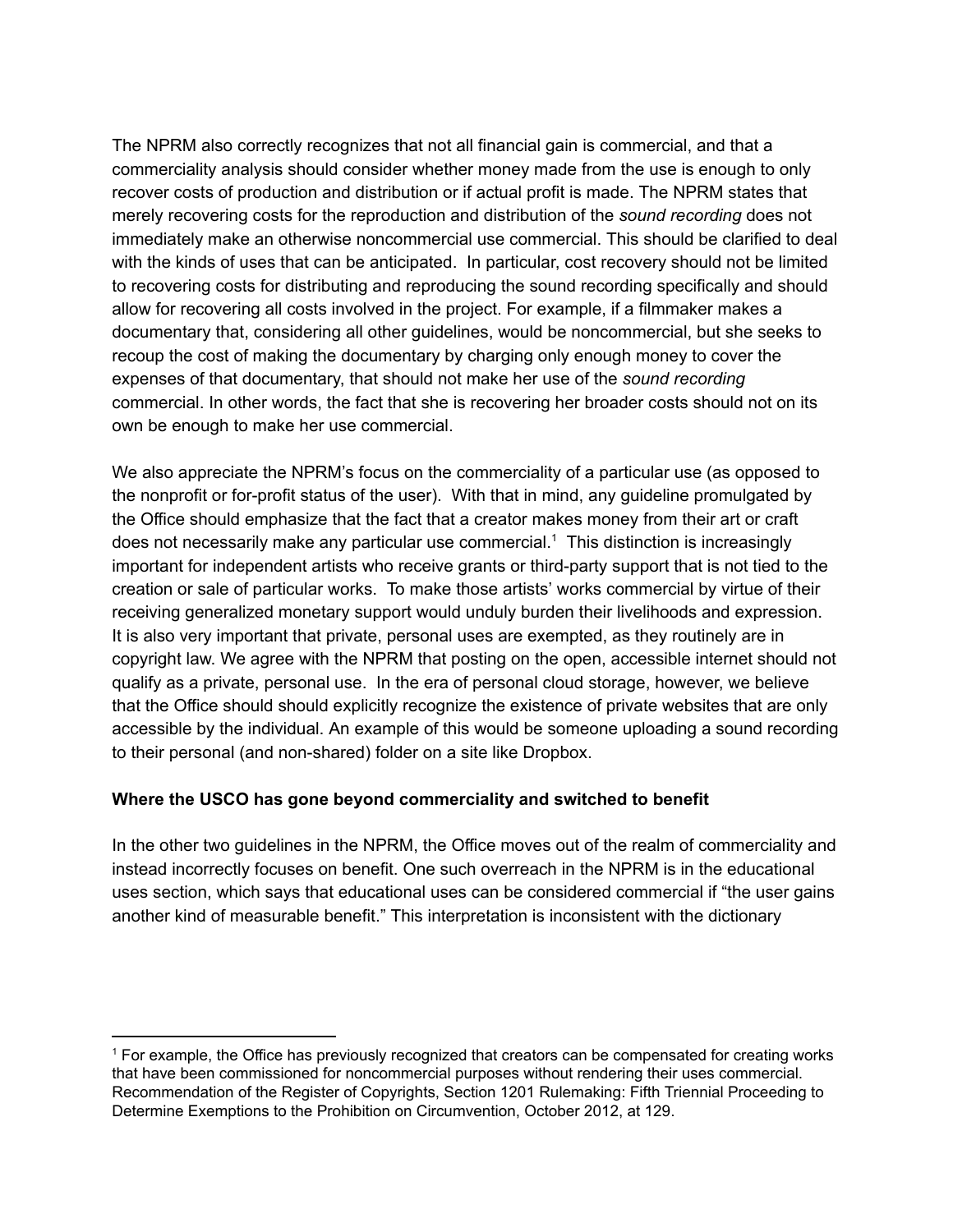The NPRM also correctly recognizes that not all financial gain is commercial, and that a commerciality analysis should consider whether money made from the use is enough to only recover costs of production and distribution or if actual profit is made. The NPRM states that merely recovering costs for the reproduction and distribution of the *sound recording* does not immediately make an otherwise noncommercial use commercial. This should be clarified to deal with the kinds of uses that can be anticipated. In particular, cost recovery should not be limited to recovering costs for distributing and reproducing the sound recording specifically and should allow for recovering all costs involved in the project. For example, if a filmmaker makes a documentary that, considering all other guidelines, would be noncommercial, but she seeks to recoup the cost of making the documentary by charging only enough money to cover the expenses of that documentary, that should not make her use of the *sound recording* commercial. In other words, the fact that she is recovering her broader costs should not on its own be enough to make her use commercial.

We also appreciate the NPRM's focus on the commerciality of a particular use (as opposed to the nonprofit or for-profit status of the user). With that in mind, any guideline promulgated by the Office should emphasize that the fact that a creator makes money from their art or craft does not necessarily make any particular use commercial.[1] This distinction is increasingly important for independent artists who receive grants or third-party support that is not tied to the creation or sale of particular works. To make those artists' works commercial by virtue of their receiving generalized monetary support would unduly burden their livelihoods and expression. It is also very important that private, personal uses are exempted, as they routinely are in copyright law. We agree with the NPRM that posting on the open, accessible internet should not qualify as a private, personal use. In the era of personal cloud storage, however, we believe that the Office should should explicitly recognize the existence of private websites that are only accessible by the individual. An example of this would be someone uploading a sound recording to their personal (and non-shared) folder on a site like Dropbox.

**Where the USCO has gone beyond commerciality and switched to benefit**

In the other two guidelines in the NPRM, the Office moves out of the realm of commerciality and instead incorrectly focuses on benefit. One such overreach in the NPRM is in the educational uses section, which says that educational uses can be considered commercial if "the user gains another kind of measurable benefit." This interpretation is inconsistent with the dictionary

[1] For example, the Office has previously recognized that creators can be compensated for creating works that have been commissioned for noncommercial purposes without rendering their uses commercial. Recommendation of the Register of Copyrights, Section 1201 Rulemaking: Fifth Triennial Proceeding to Determine Exemptions to the Prohibition on Circumvention, October 2012, at 129.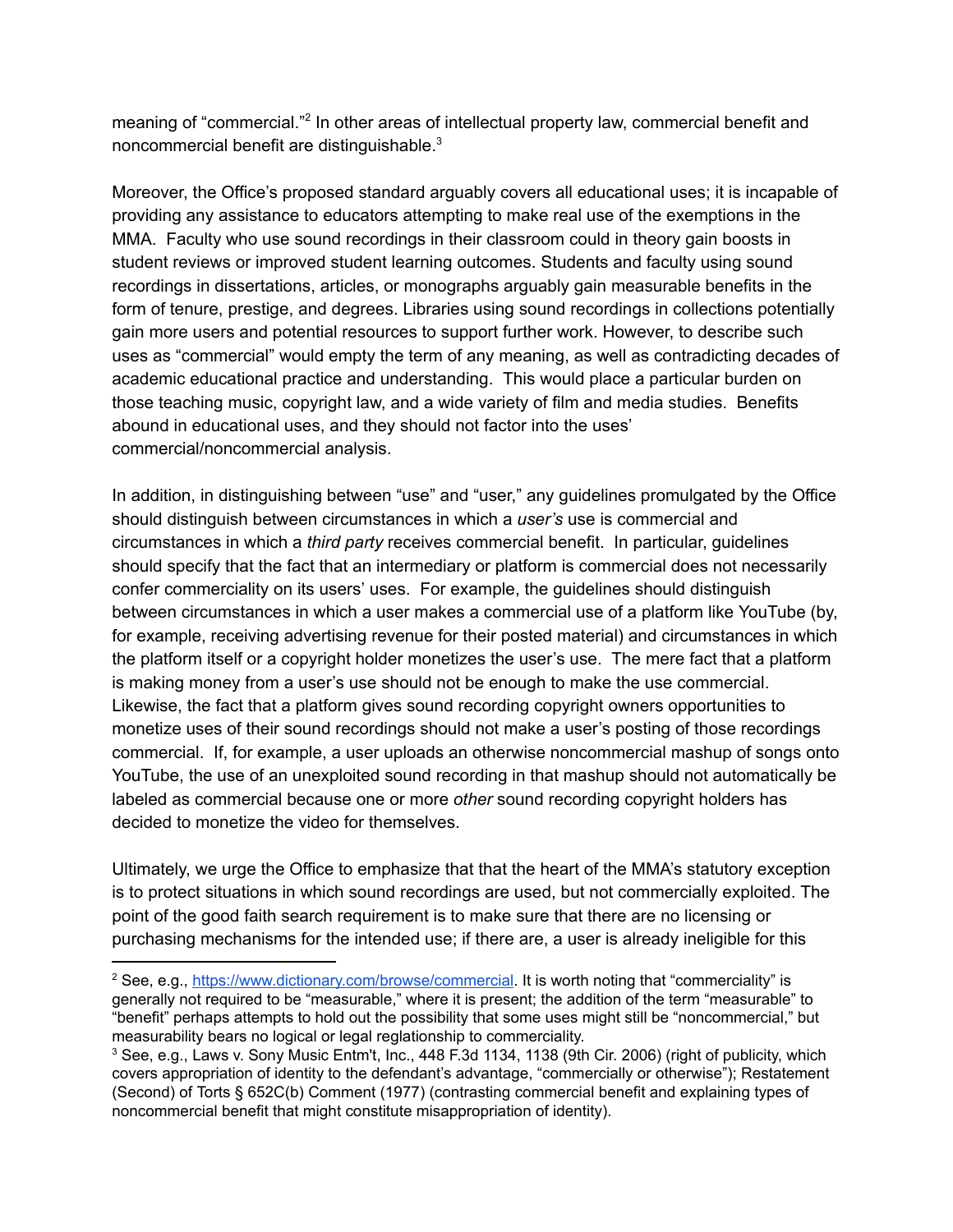meaning of "commercial."[2] In other areas of intellectual property law, commercial benefit and noncommercial benefit are distinguishable.[3]

Moreover, the Office's proposed standard arguably covers all educational uses; it is incapable of providing any assistance to educators attempting to make real use of the exemptions in the MMA. Faculty who use sound recordings in their classroom could in theory gain boosts in student reviews or improved student learning outcomes. Students and faculty using sound recordings in dissertations, articles, or monographs arguably gain measurable benefits in the form of tenure, prestige, and degrees. Libraries using sound recordings in collections potentially gain more users and potential resources to support further work. However, to describe such uses as "commercial" would empty the term of any meaning, as well as contradicting decades of academic educational practice and understanding. This would place a particular burden on those teaching music, copyright law, and a wide variety of film and media studies. Benefits abound in educational uses, and they should not factor into the uses' commercial/noncommercial analysis.

In addition, in distinguishing between "use" and "user," any guidelines promulgated by the Office should distinguish between circumstances in which a *user's* use is commercial and circumstances in which a *third party* receives commercial benefit. In particular, guidelines should specify that the fact that an intermediary or platform is commercial does not necessarily confer commerciality on its users' uses. For example, the guidelines should distinguish between circumstances in which a user makes a commercial use of a platform like YouTube (by, for example, receiving advertising revenue for their posted material) and circumstances in which the platform itself or a copyright holder monetizes the user's use. The mere fact that a platform is making money from a user's use should not be enough to make the use commercial. Likewise, the fact that a platform gives sound recording copyright owners opportunities to monetize uses of their sound recordings should not make a user's posting of those recordings commercial. If, for example, a user uploads an otherwise noncommercial mashup of songs onto YouTube, the use of an unexploited sound recording in that mashup should not automatically be labeled as commercial because one or more *other* sound recording copyright holders has decided to monetize the video for themselves.

Ultimately, we urge the Office to emphasize that that the heart of the MMA's statutory exception is to protect situations in which sound recordings are used, but not commercially exploited. The point of the good faith search requirement is to make sure that there are no licensing or purchasing mechanisms for the intended use; if there are, a user is already ineligible for this

---

[2] See, e.g., https://www.dictionary.com/browse/commercial. It is worth noting that "commerciality" is generally not required to be "measurable," where it is present; the addition of the term "measurable" to "benefit" perhaps attempts to hold out the possibility that some uses might still be "noncommercial," but measurability bears no logical or legal reglationship to commerciality.

[3] See, e.g., Laws v. Sony Music Entm't, Inc., 448 F.3d 1134, 1138 (9th Cir. 2006) (right of publicity, which covers appropriation of identity to the defendant's advantage, "commercially or otherwise"); Restatement (Second) of Torts § 652C(b) Comment (1977) (contrasting commercial benefit and explaining types of noncommercial benefit that might constitute misappropriation of identity).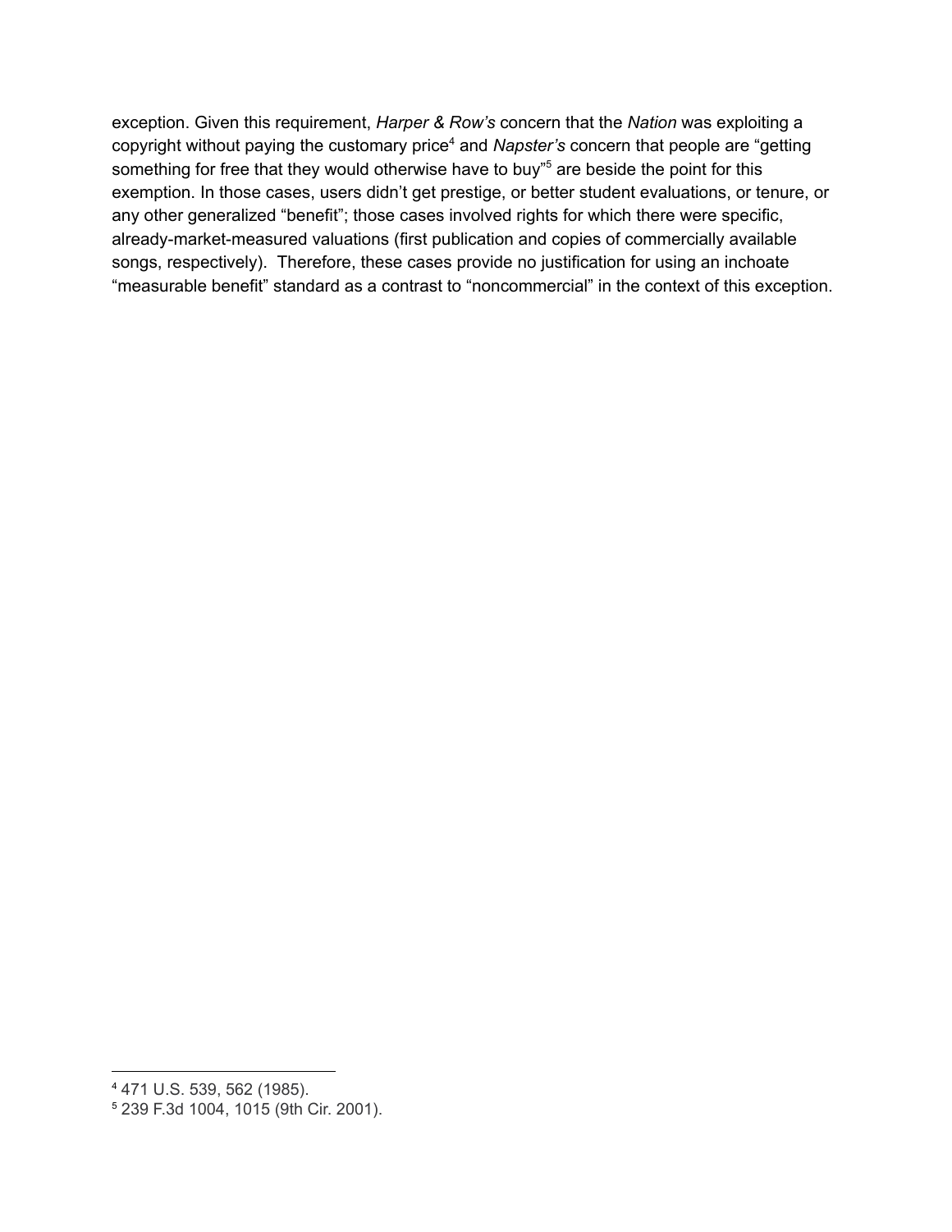exception. Given this requirement, *Harper & Row's* concern that the *Nation* was exploiting a copyright without paying the customary price[4] and *Napster's* concern that people are "getting something for free that they would otherwise have to buy"[5] are beside the point for this exemption. In those cases, users didn't get prestige, or better student evaluations, or tenure, or any other generalized "benefit"; those cases involved rights for which there were specific, already-market-measured valuations (first publication and copies of commercially available songs, respectively). Therefore, these cases provide no justification for using an inchoate "measurable benefit" standard as a contrast to "noncommercial" in the context of this exception.

---

[4] 471 U.S. 539, 562 (1985).

[5] 239 F.3d 1004, 1015 (9th Cir. 2001).